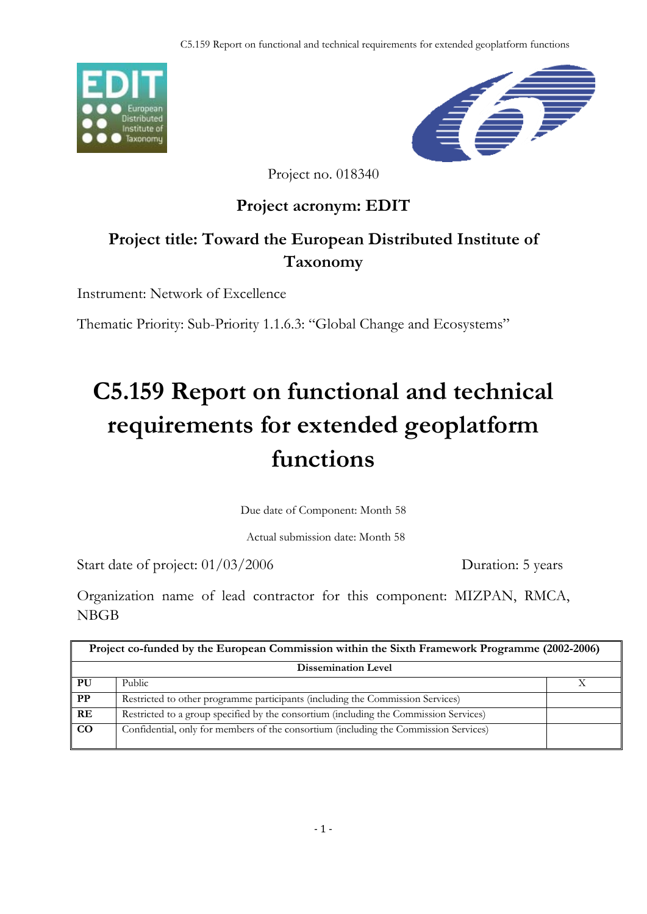Project no. 018340

**Project acronym: EDIT**

**Project title: Toward the European Distributed Institute of Taxonomy**

Instrument: Network of Excellence

Thematic Priority: Sub-Priority 1.1.6.3: "Global Change and Ecosystems"

# C5.159 Report on functional and technical requirements for extended geoplatform functions

Due date of Component: Month 58

Actual submission date: Month 58

Start date of project: 01/03/2006 Duration: 5 years

Organization name of lead contractor for this component: MIZPAN, RMCA, NBGB

| **Project co-funded by the European Commission within the Sixth Framework Programme (2002-2006)** | | |
|---|---|---|
| **Dissemination Level** | | |
| **PU** | Public | X |
| **PP** | Restricted to other programme participants (including the Commission Services) | |
| **RE** | Restricted to a group specified by the consortium (including the Commission Services) | |
| **CO** | Confidential, only for members of the consortium (including the Commission Services) | |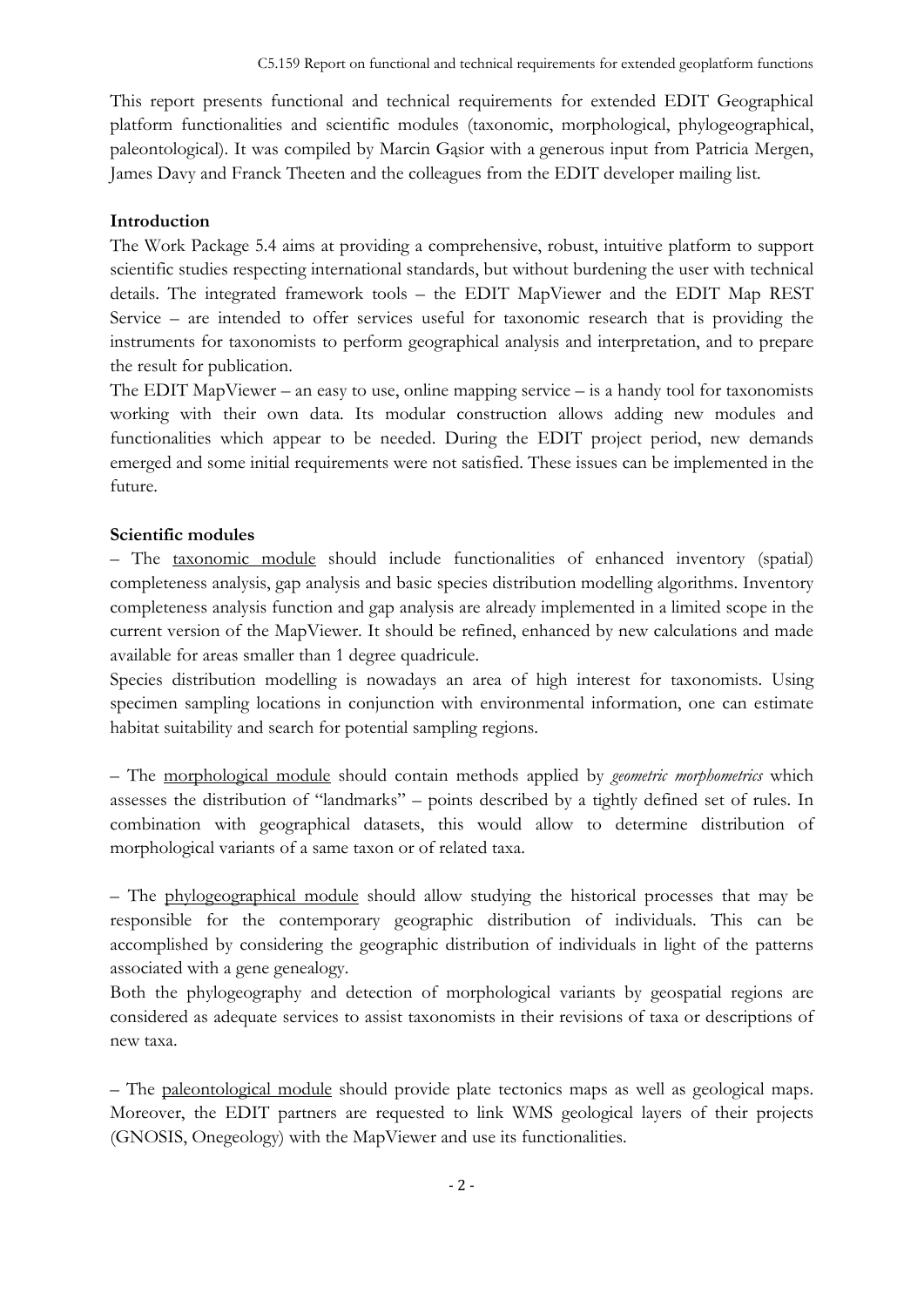This report presents functional and technical requirements for extended EDIT Geographical platform functionalities and scientific modules (taxonomic, morphological, phylogeographical, paleontological). It was compiled by Marcin Gąsior with a generous input from Patricia Mergen, James Davy and Franck Theeten and the colleagues from the EDIT developer mailing list.

**Introduction**

The Work Package 5.4 aims at providing a comprehensive, robust, intuitive platform to support scientific studies respecting international standards, but without burdening the user with technical details. The integrated framework tools – the EDIT MapViewer and the EDIT Map REST Service – are intended to offer services useful for taxonomic research that is providing the instruments for taxonomists to perform geographical analysis and interpretation, and to prepare the result for publication.

The EDIT MapViewer – an easy to use, online mapping service – is a handy tool for taxonomists working with their own data. Its modular construction allows adding new modules and functionalities which appear to be needed. During the EDIT project period, new demands emerged and some initial requirements were not satisfied. These issues can be implemented in the future.

**Scientific modules**

– The taxonomic module should include functionalities of enhanced inventory (spatial) completeness analysis, gap analysis and basic species distribution modelling algorithms. Inventory completeness analysis function and gap analysis are already implemented in a limited scope in the current version of the MapViewer. It should be refined, enhanced by new calculations and made available for areas smaller than 1 degree quadricule.

Species distribution modelling is nowadays an area of high interest for taxonomists. Using specimen sampling locations in conjunction with environmental information, one can estimate habitat suitability and search for potential sampling regions.

– The morphological module should contain methods applied by *geometric morphometrics* which assesses the distribution of "landmarks" – points described by a tightly defined set of rules. In combination with geographical datasets, this would allow to determine distribution of morphological variants of a same taxon or of related taxa.

– The phylogeographical module should allow studying the historical processes that may be responsible for the contemporary geographic distribution of individuals. This can be accomplished by considering the geographic distribution of individuals in light of the patterns associated with a gene genealogy.

Both the phylogeography and detection of morphological variants by geospatial regions are considered as adequate services to assist taxonomists in their revisions of taxa or descriptions of new taxa.

– The paleontological module should provide plate tectonics maps as well as geological maps. Moreover, the EDIT partners are requested to link WMS geological layers of their projects (GNOSIS, Onegeology) with the MapViewer and use its functionalities.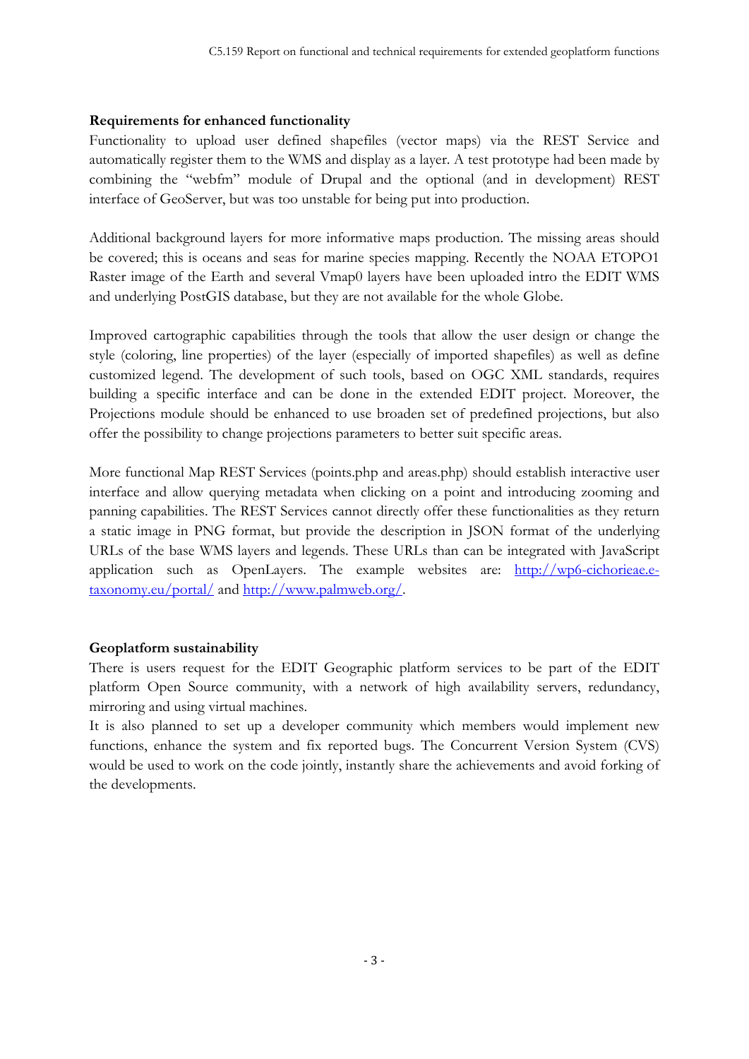**Requirements for enhanced functionality**

Functionality to upload user defined shapefiles (vector maps) via the REST Service and automatically register them to the WMS and display as a layer. A test prototype had been made by combining the "webfm" module of Drupal and the optional (and in development) REST interface of GeoServer, but was too unstable for being put into production.

Additional background layers for more informative maps production. The missing areas should be covered; this is oceans and seas for marine species mapping. Recently the NOAA ETOPO1 Raster image of the Earth and several Vmap0 layers have been uploaded intro the EDIT WMS and underlying PostGIS database, but they are not available for the whole Globe.

Improved cartographic capabilities through the tools that allow the user design or change the style (coloring, line properties) of the layer (especially of imported shapefiles) as well as define customized legend. The development of such tools, based on OGC XML standards, requires building a specific interface and can be done in the extended EDIT project. Moreover, the Projections module should be enhanced to use broaden set of predefined projections, but also offer the possibility to change projections parameters to better suit specific areas.

More functional Map REST Services (points.php and areas.php) should establish interactive user interface and allow querying metadata when clicking on a point and introducing zooming and panning capabilities. The REST Services cannot directly offer these functionalities as they return a static image in PNG format, but provide the description in JSON format of the underlying URLs of the base WMS layers and legends. These URLs than can be integrated with JavaScript application such as OpenLayers. The example websites are: [http://wp6-cichorieae.e-taxonomy.eu/portal/](http://wp6-cichorieae.e-taxonomy.eu/portal/) and [http://www.palmweb.org/](http://www.palmweb.org/).

**Geoplatform sustainability**

There is users request for the EDIT Geographic platform services to be part of the EDIT platform Open Source community, with a network of high availability servers, redundancy, mirroring and using virtual machines.

It is also planned to set up a developer community which members would implement new functions, enhance the system and fix reported bugs. The Concurrent Version System (CVS) would be used to work on the code jointly, instantly share the achievements and avoid forking of the developments.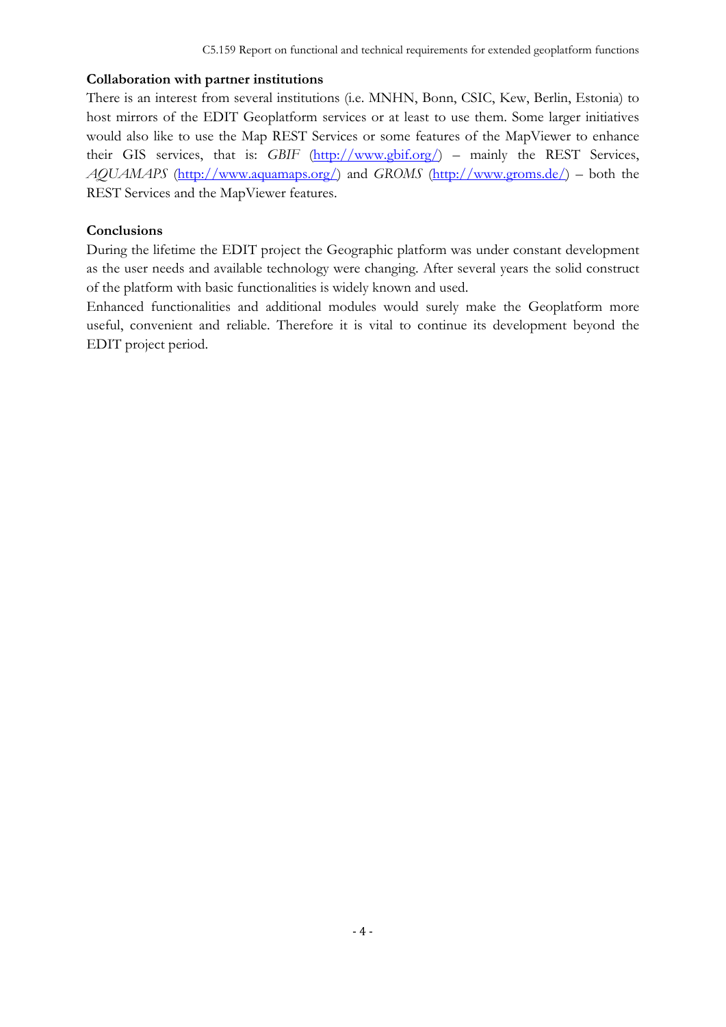**Collaboration with partner institutions**

There is an interest from several institutions (i.e. MNHN, Bonn, CSIC, Kew, Berlin, Estonia) to host mirrors of the EDIT Geoplatform services or at least to use them. Some larger initiatives would also like to use the Map REST Services or some features of the MapViewer to enhance their GIS services, that is: *GBIF* (http://www.gbif.org/) – mainly the REST Services, *AQUAMAPS* (http://www.aquamaps.org/) and *GROMS* (http://www.groms.de/) – both the REST Services and the MapViewer features.

**Conclusions**

During the lifetime the EDIT project the Geographic platform was under constant development as the user needs and available technology were changing. After several years the solid construct of the platform with basic functionalities is widely known and used.

Enhanced functionalities and additional modules would surely make the Geoplatform more useful, convenient and reliable. Therefore it is vital to continue its development beyond the EDIT project period.